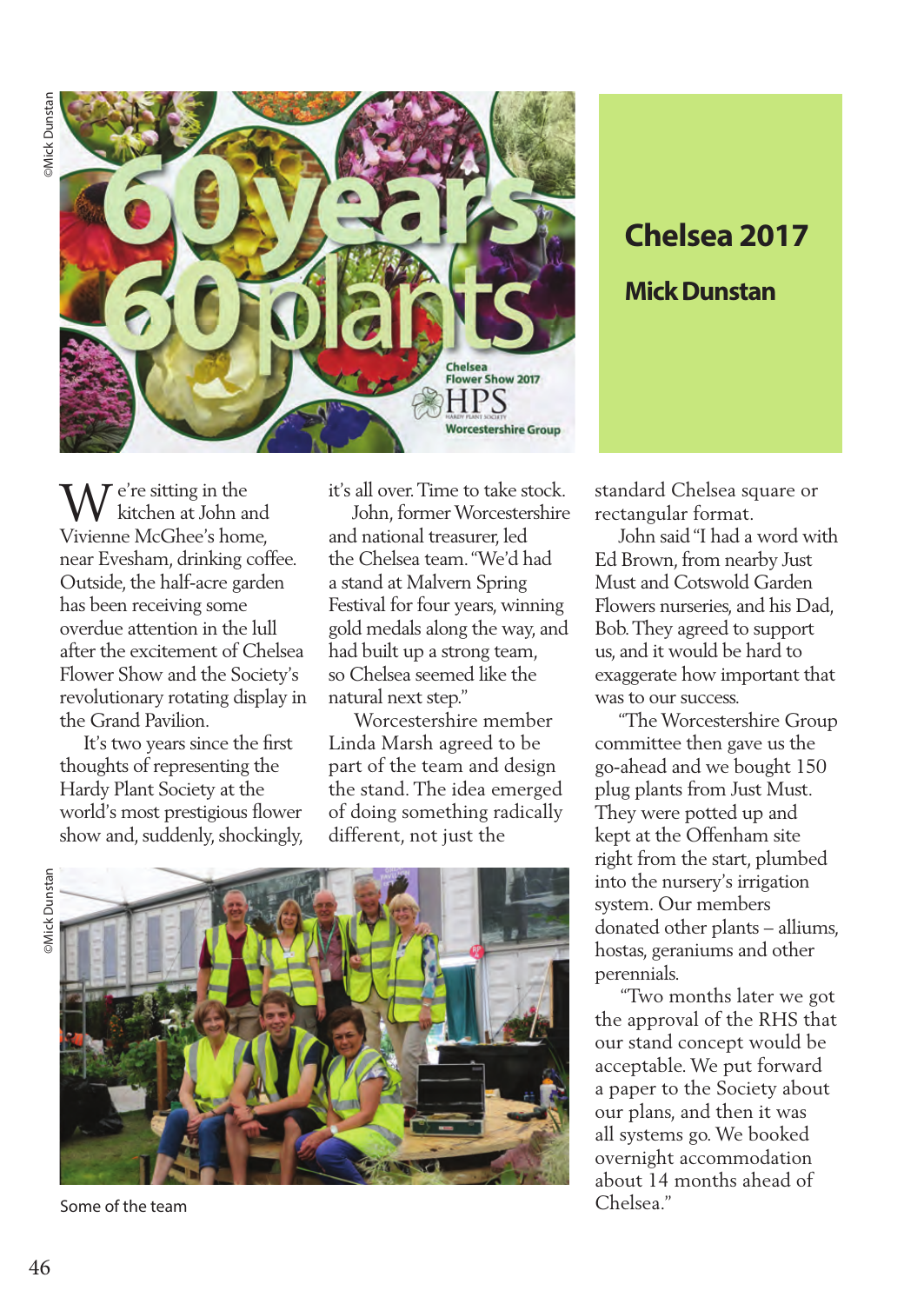# Chelsea 2017

## Mick Dunstan

We're sitting in the kitchen at John and Vivienne McGhee's home, near Evesham, drinking coffee. Outside, the half-acre garden has been receiving some overdue attention in the lull after the excitement of Chelsea Flower Show and the Society's revolutionary rotating display in the Grand Pavilion.

It's two years since the first thoughts of representing the Hardy Plant Society at the world's most prestigious flower show and, suddenly, shockingly, it's all over. Time to take stock.

John, former Worcestershire and national treasurer, led the Chelsea team. "We'd had a stand at Malvern Spring Festival for four years, winning gold medals along the way, and had built up a strong team, so Chelsea seemed like the natural next step."

Worcestershire member Linda Marsh agreed to be part of the team and design the stand. The idea emerged of doing something radically different, not just the standard Chelsea square or rectangular format.

John said "I had a word with Ed Brown, from nearby Just Must and Cotswold Garden Flowers nurseries, and his Dad, Bob. They agreed to support us, and it would be hard to exaggerate how important that was to our success.

"The Worcestershire Group committee then gave us the go-ahead and we bought 150 plug plants from Just Must. They were potted up and kept at the Offenham site right from the start, plumbed into the nursery's irrigation system. Our members donated other plants – alliums, hostas, geraniums and other perennials.

"Two months later we got the approval of the RHS that our stand concept would be acceptable. We put forward a paper to the Society about our plans, and then it was all systems go. We booked overnight accommodation about 14 months ahead of Chelsea."

Some of the team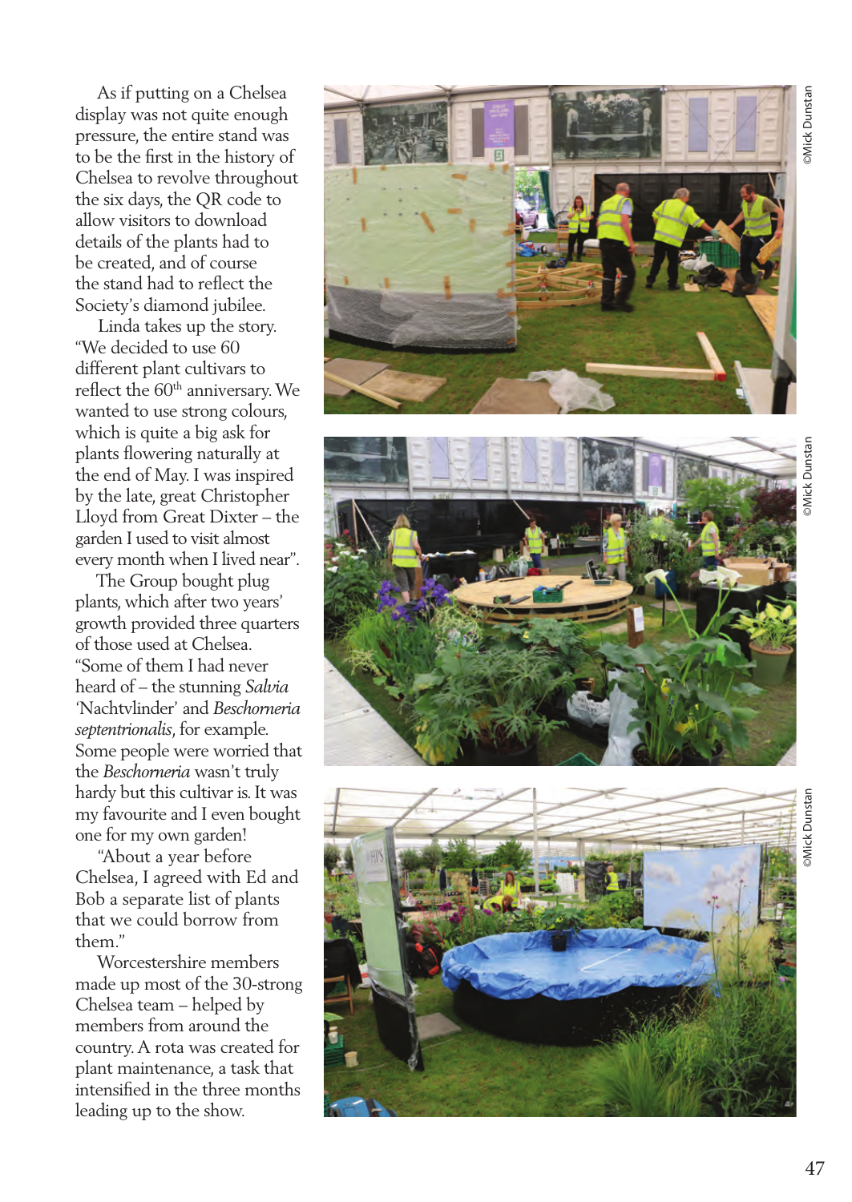As if putting on a Chelsea display was not quite enough pressure, the entire stand was to be the first in the history of Chelsea to revolve throughout the six days, the QR code to allow visitors to download details of the plants had to be created, and of course the stand had to reflect the Society's diamond jubilee.

Linda takes up the story. "We decided to use 60 different plant cultivars to reflect the 60th anniversary. We wanted to use strong colours, which is quite a big ask for plants flowering naturally at the end of May. I was inspired by the late, great Christopher Lloyd from Great Dixter – the garden I used to visit almost every month when I lived near".

The Group bought plug plants, which after two years' growth provided three quarters of those used at Chelsea. "Some of them I had never heard of – the stunning *Salvia* 'Nachtvlinder' and *Beschorneria septentrionalis*, for example. Some people were worried that the *Beschorneria* wasn't truly hardy but this cultivar is. It was my favourite and I even bought one for my own garden!

"About a year before Chelsea, I agreed with Ed and Bob a separate list of plants that we could borrow from them."

Worcestershire members made up most of the 30-strong Chelsea team – helped by members from around the country. A rota was created for plant maintenance, a task that intensified in the three months leading up to the show.

©Mick Dunstan

©Mick Dunstan

©Mick Dunstan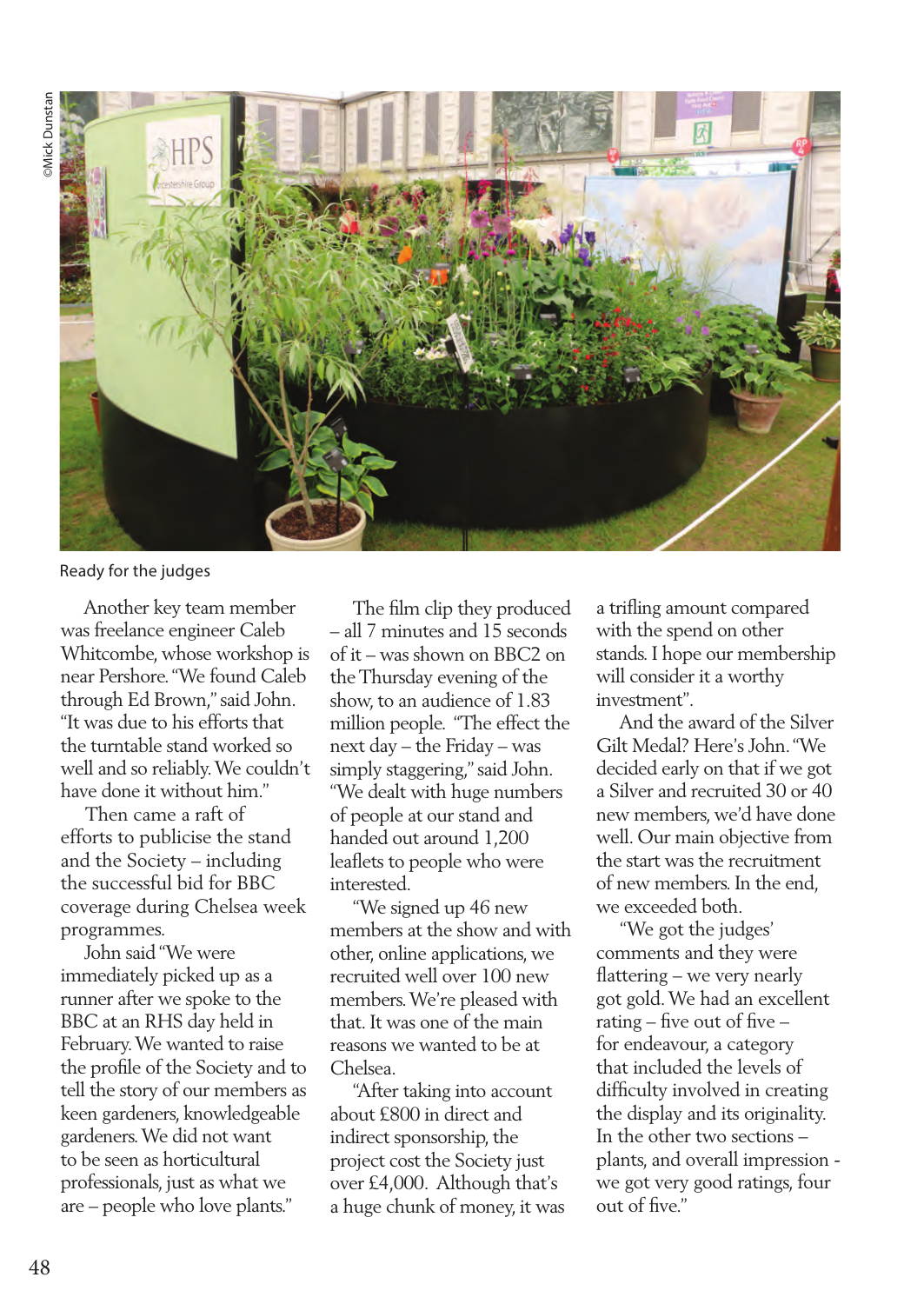©Mick Dunstan

Ready for the judges

Another key team member was freelance engineer Caleb Whitcombe, whose workshop is near Pershore. "We found Caleb through Ed Brown," said John. "It was due to his efforts that the turntable stand worked so well and so reliably. We couldn't have done it without him."

Then came a raft of efforts to publicise the stand and the Society – including the successful bid for BBC coverage during Chelsea week programmes.

John said "We were immediately picked up as a runner after we spoke to the BBC at an RHS day held in February. We wanted to raise the profile of the Society and to tell the story of our members as keen gardeners, knowledgeable gardeners. We did not want to be seen as horticultural professionals, just as what we are – people who love plants."

The film clip they produced – all 7 minutes and 15 seconds of it – was shown on BBC2 on the Thursday evening of the show, to an audience of 1.83 million people. "The effect the next day – the Friday – was simply staggering," said John. "We dealt with huge numbers of people at our stand and handed out around 1,200 leaflets to people who were interested.

"We signed up 46 new members at the show and with other, online applications, we recruited well over 100 new members. We're pleased with that. It was one of the main reasons we wanted to be at Chelsea.

"After taking into account about £800 in direct and indirect sponsorship, the project cost the Society just over £4,000. Although that's a huge chunk of money, it was a trifling amount compared with the spend on other stands. I hope our membership will consider it a worthy investment".

And the award of the Silver Gilt Medal? Here's John. "We decided early on that if we got a Silver and recruited 30 or 40 new members, we'd have done well. Our main objective from the start was the recruitment of new members. In the end, we exceeded both.

"We got the judges' comments and they were flattering – we very nearly got gold. We had an excellent rating – five out of five – for endeavour, a category that included the levels of difficulty involved in creating the display and its originality. In the other two sections – plants, and overall impression - we got very good ratings, four out of five."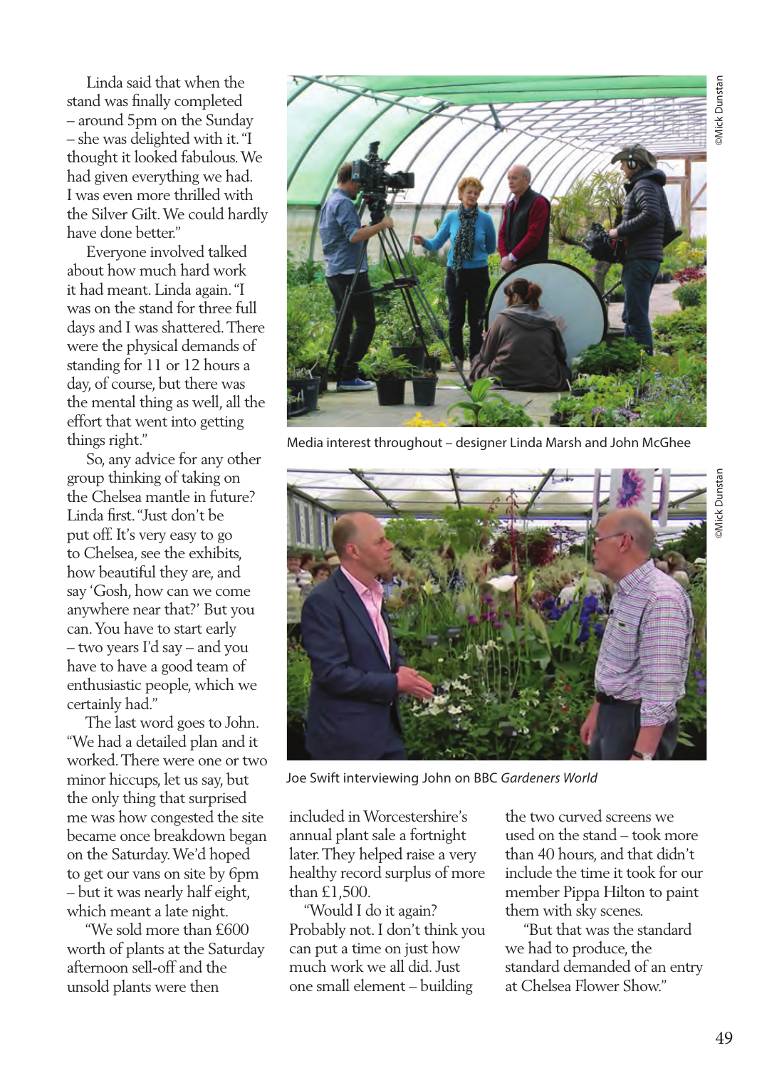Linda said that when the stand was finally completed – around 5pm on the Sunday – she was delighted with it. "I thought it looked fabulous. We had given everything we had. I was even more thrilled with the Silver Gilt. We could hardly have done better."

Everyone involved talked about how much hard work it had meant. Linda again. "I was on the stand for three full days and I was shattered. There were the physical demands of standing for 11 or 12 hours a day, of course, but there was the mental thing as well, all the effort that went into getting things right."

So, any advice for any other group thinking of taking on the Chelsea mantle in future? Linda first. "Just don't be put off. It's very easy to go to Chelsea, see the exhibits, how beautiful they are, and say 'Gosh, how can we come anywhere near that?' But you can. You have to start early – two years I'd say – and you have to have a good team of enthusiastic people, which we certainly had."

The last word goes to John. "We had a detailed plan and it worked. There were one or two minor hiccups, let us say, but the only thing that surprised me was how congested the site became once breakdown began on the Saturday. We'd hoped to get our vans on site by 6pm – but it was nearly half eight, which meant a late night.

"We sold more than £600 worth of plants at the Saturday afternoon sell-off and the unsold plants were then included in Worcestershire's annual plant sale a fortnight later. They helped raise a very healthy record surplus of more than £1,500.

"Would I do it again? Probably not. I don't think you can put a time on just how much work we all did. Just one small element – building the two curved screens we used on the stand – took more than 40 hours, and that didn't include the time it took for our member Pippa Hilton to paint them with sky scenes.

"But that was the standard we had to produce, the standard demanded of an entry at Chelsea Flower Show."

©Mick Dunstan

Media interest throughout – designer Linda Marsh and John McGhee

©Mick Dunstan

Joe Swift interviewing John on BBC *Gardeners World*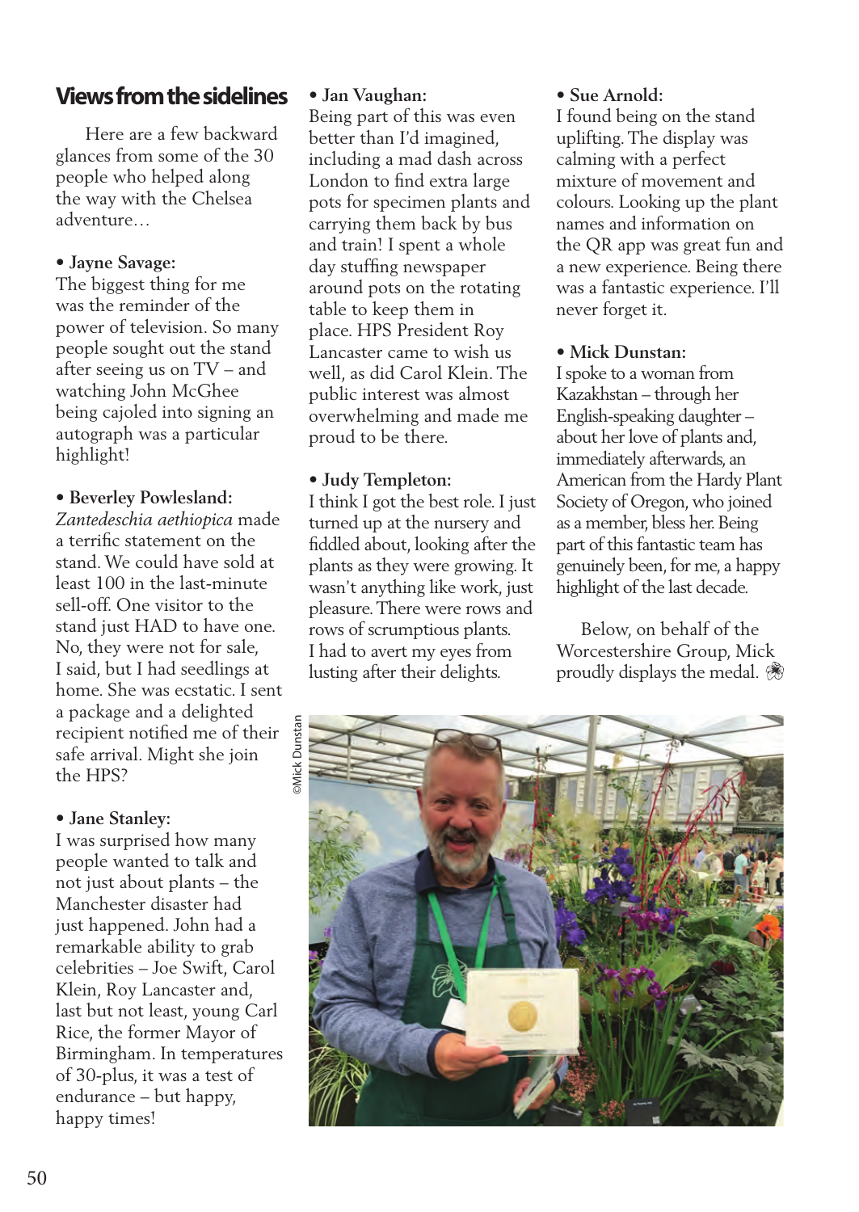## Views from the sidelines

Here are a few backward glances from some of the 30 people who helped along the way with the Chelsea adventure…

**• Jayne Savage:**
The biggest thing for me was the reminder of the power of television. So many people sought out the stand after seeing us on TV – and watching John McGhee being cajoled into signing an autograph was a particular highlight!

**• Beverley Powlesland:**
*Zantedeschia aethiopica* made a terrific statement on the stand. We could have sold at least 100 in the last-minute sell-off. One visitor to the stand just HAD to have one. No, they were not for sale, I said, but I had seedlings at home. She was ecstatic. I sent a package and a delighted recipient notified me of their safe arrival. Might she join the HPS?

**• Jane Stanley:**
I was surprised how many people wanted to talk and not just about plants – the Manchester disaster had just happened. John had a remarkable ability to grab celebrities – Joe Swift, Carol Klein, Roy Lancaster and, last but not least, young Carl Rice, the former Mayor of Birmingham. In temperatures of 30-plus, it was a test of endurance – but happy, happy times!

**• Jan Vaughan:**
Being part of this was even better than I'd imagined, including a mad dash across London to find extra large pots for specimen plants and carrying them back by bus and train! I spent a whole day stuffing newspaper around pots on the rotating table to keep them in place. HPS President Roy Lancaster came to wish us well, as did Carol Klein. The public interest was almost overwhelming and made me proud to be there.

**• Judy Templeton:**
I think I got the best role. I just turned up at the nursery and fiddled about, looking after the plants as they were growing. It wasn't anything like work, just pleasure. There were rows and rows of scrumptious plants. I had to avert my eyes from lusting after their delights.

**• Sue Arnold:**
I found being on the stand uplifting. The display was calming with a perfect mixture of movement and colours. Looking up the plant names and information on the QR app was great fun and a new experience. Being there was a fantastic experience. I'll never forget it.

**• Mick Dunstan:**
I spoke to a woman from Kazakhstan – through her English-speaking daughter – about her love of plants and, immediately afterwards, an American from the Hardy Plant Society of Oregon, who joined as a member, bless her. Being part of this fantastic team has genuinely been, for me, a happy highlight of the last decade.

Below, on behalf of the Worcestershire Group, Mick proudly displays the medal.

©Mick Dunstan